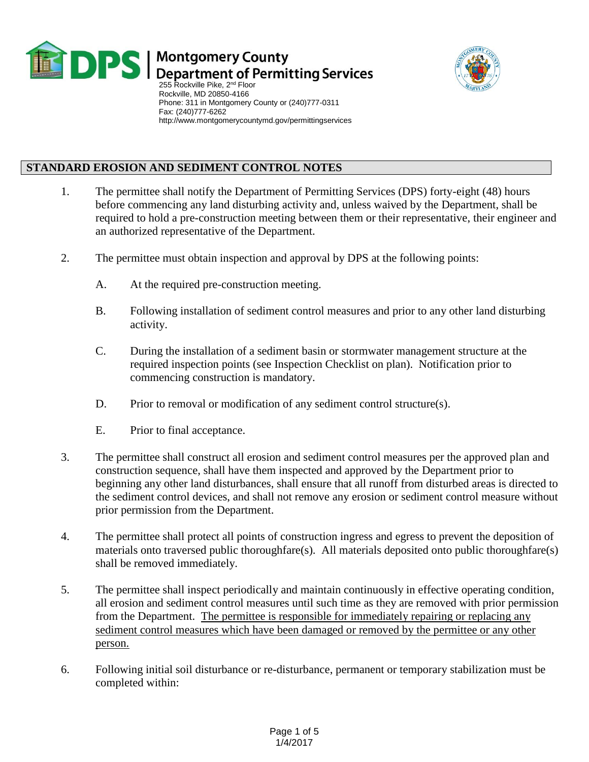Montgomery County
Department of Permitting Services
255 Rockville Pike, 2nd Floor
Rockville, MD 20850-4166
Phone: 311 in Montgomery County or (240)777-0311
Fax: (240)777-6262
http://www.montgomerycountymd.gov/permittingservices

## STANDARD EROSION AND SEDIMENT CONTROL NOTES

1. The permittee shall notify the Department of Permitting Services (DPS) forty-eight (48) hours before commencing any land disturbing activity and, unless waived by the Department, shall be required to hold a pre-construction meeting between them or their representative, their engineer and an authorized representative of the Department.

2. The permittee must obtain inspection and approval by DPS at the following points:

   A. At the required pre-construction meeting.

   B. Following installation of sediment control measures and prior to any other land disturbing activity.

   C. During the installation of a sediment basin or stormwater management structure at the required inspection points (see Inspection Checklist on plan). Notification prior to commencing construction is mandatory.

   D. Prior to removal or modification of any sediment control structure(s).

   E. Prior to final acceptance.

3. The permittee shall construct all erosion and sediment control measures per the approved plan and construction sequence, shall have them inspected and approved by the Department prior to beginning any other land disturbances, shall ensure that all runoff from disturbed areas is directed to the sediment control devices, and shall not remove any erosion or sediment control measure without prior permission from the Department.

4. The permittee shall protect all points of construction ingress and egress to prevent the deposition of materials onto traversed public thoroughfare(s). All materials deposited onto public thoroughfare(s) shall be removed immediately.

5. The permittee shall inspect periodically and maintain continuously in effective operating condition, all erosion and sediment control measures until such time as they are removed with prior permission from the Department. <u>The permittee is responsible for immediately repairing or replacing any sediment control measures which have been damaged or removed by the permittee or any other person.</u>

6. Following initial soil disturbance or re-disturbance, permanent or temporary stabilization must be completed within: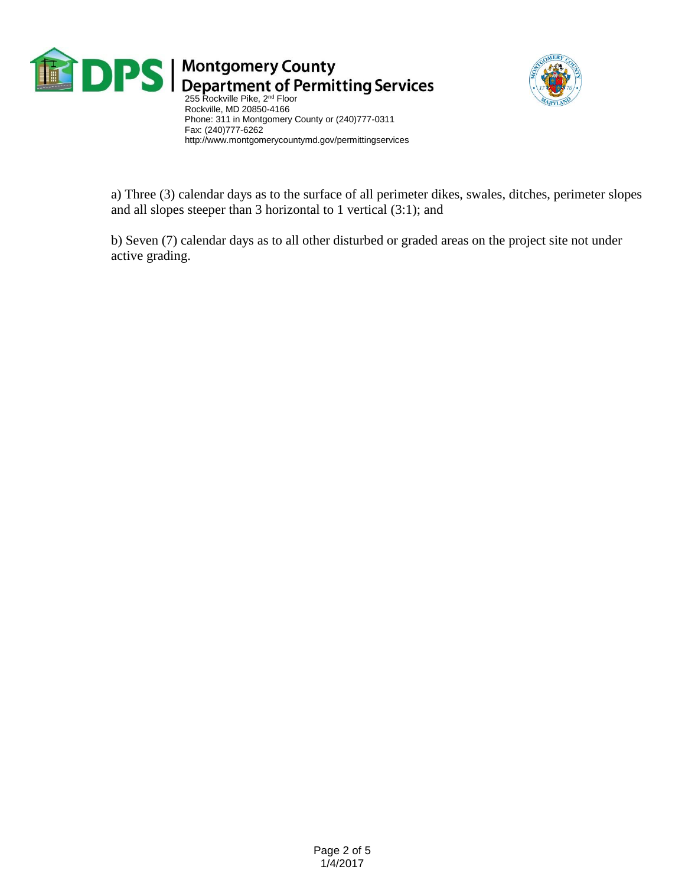a) Three (3) calendar days as to the surface of all perimeter dikes, swales, ditches, perimeter slopes and all slopes steeper than 3 horizontal to 1 vertical (3:1); and

b) Seven (7) calendar days as to all other disturbed or graded areas on the project site not under active grading.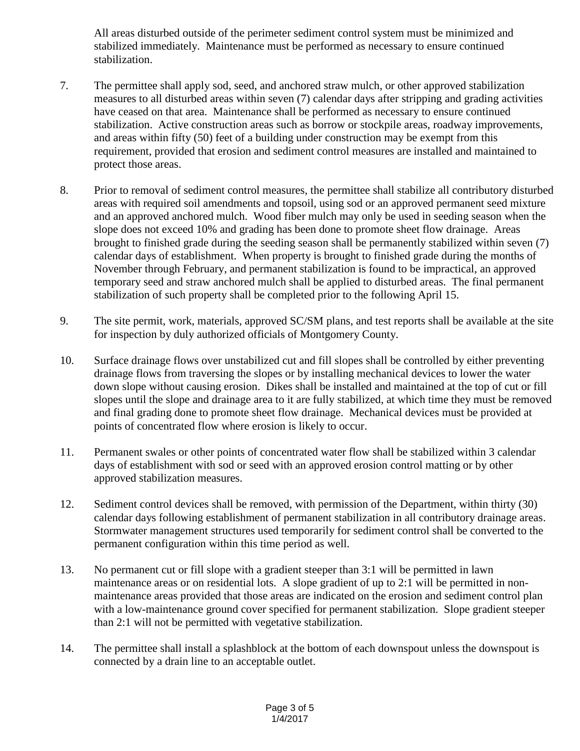All areas disturbed outside of the perimeter sediment control system must be minimized and stabilized immediately. Maintenance must be performed as necessary to ensure continued stabilization.

7. The permittee shall apply sod, seed, and anchored straw mulch, or other approved stabilization measures to all disturbed areas within seven (7) calendar days after stripping and grading activities have ceased on that area. Maintenance shall be performed as necessary to ensure continued stabilization. Active construction areas such as borrow or stockpile areas, roadway improvements, and areas within fifty (50) feet of a building under construction may be exempt from this requirement, provided that erosion and sediment control measures are installed and maintained to protect those areas.

8. Prior to removal of sediment control measures, the permittee shall stabilize all contributory disturbed areas with required soil amendments and topsoil, using sod or an approved permanent seed mixture and an approved anchored mulch. Wood fiber mulch may only be used in seeding season when the slope does not exceed 10% and grading has been done to promote sheet flow drainage. Areas brought to finished grade during the seeding season shall be permanently stabilized within seven (7) calendar days of establishment. When property is brought to finished grade during the months of November through February, and permanent stabilization is found to be impractical, an approved temporary seed and straw anchored mulch shall be applied to disturbed areas. The final permanent stabilization of such property shall be completed prior to the following April 15.

9. The site permit, work, materials, approved SC/SM plans, and test reports shall be available at the site for inspection by duly authorized officials of Montgomery County.

10. Surface drainage flows over unstabilized cut and fill slopes shall be controlled by either preventing drainage flows from traversing the slopes or by installing mechanical devices to lower the water down slope without causing erosion. Dikes shall be installed and maintained at the top of cut or fill slopes until the slope and drainage area to it are fully stabilized, at which time they must be removed and final grading done to promote sheet flow drainage. Mechanical devices must be provided at points of concentrated flow where erosion is likely to occur.

11. Permanent swales or other points of concentrated water flow shall be stabilized within 3 calendar days of establishment with sod or seed with an approved erosion control matting or by other approved stabilization measures.

12. Sediment control devices shall be removed, with permission of the Department, within thirty (30) calendar days following establishment of permanent stabilization in all contributory drainage areas. Stormwater management structures used temporarily for sediment control shall be converted to the permanent configuration within this time period as well.

13. No permanent cut or fill slope with a gradient steeper than 3:1 will be permitted in lawn maintenance areas or on residential lots. A slope gradient of up to 2:1 will be permitted in non-maintenance areas provided that those areas are indicated on the erosion and sediment control plan with a low-maintenance ground cover specified for permanent stabilization. Slope gradient steeper than 2:1 will not be permitted with vegetative stabilization.

14. The permittee shall install a splashblock at the bottom of each downspout unless the downspout is connected by a drain line to an acceptable outlet.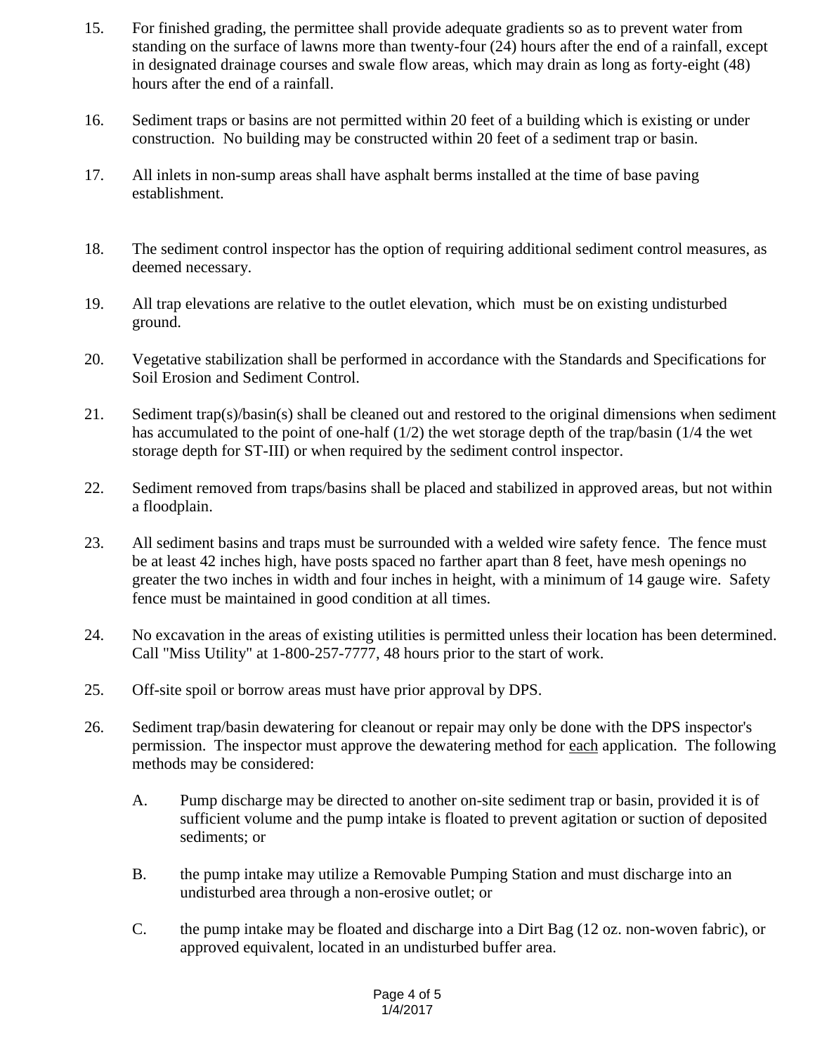15. For finished grading, the permittee shall provide adequate gradients so as to prevent water from standing on the surface of lawns more than twenty-four (24) hours after the end of a rainfall, except in designated drainage courses and swale flow areas, which may drain as long as forty-eight (48) hours after the end of a rainfall.

16. Sediment traps or basins are not permitted within 20 feet of a building which is existing or under construction. No building may be constructed within 20 feet of a sediment trap or basin.

17. All inlets in non-sump areas shall have asphalt berms installed at the time of base paving establishment.

18. The sediment control inspector has the option of requiring additional sediment control measures, as deemed necessary.

19. All trap elevations are relative to the outlet elevation, which must be on existing undisturbed ground.

20. Vegetative stabilization shall be performed in accordance with the Standards and Specifications for Soil Erosion and Sediment Control.

21. Sediment trap(s)/basin(s) shall be cleaned out and restored to the original dimensions when sediment has accumulated to the point of one-half (1/2) the wet storage depth of the trap/basin (1/4 the wet storage depth for ST-III) or when required by the sediment control inspector.

22. Sediment removed from traps/basins shall be placed and stabilized in approved areas, but not within a floodplain.

23. All sediment basins and traps must be surrounded with a welded wire safety fence. The fence must be at least 42 inches high, have posts spaced no farther apart than 8 feet, have mesh openings no greater the two inches in width and four inches in height, with a minimum of 14 gauge wire. Safety fence must be maintained in good condition at all times.

24. No excavation in the areas of existing utilities is permitted unless their location has been determined. Call "Miss Utility" at 1-800-257-7777, 48 hours prior to the start of work.

25. Off-site spoil or borrow areas must have prior approval by DPS.

26. Sediment trap/basin dewatering for cleanout or repair may only be done with the DPS inspector's permission. The inspector must approve the dewatering method for <u>each</u> application. The following methods may be considered:

    A. Pump discharge may be directed to another on-site sediment trap or basin, provided it is of sufficient volume and the pump intake is floated to prevent agitation or suction of deposited sediments; or

    B. the pump intake may utilize a Removable Pumping Station and must discharge into an undisturbed area through a non-erosive outlet; or

    C. the pump intake may be floated and discharge into a Dirt Bag (12 oz. non-woven fabric), or approved equivalent, located in an undisturbed buffer area.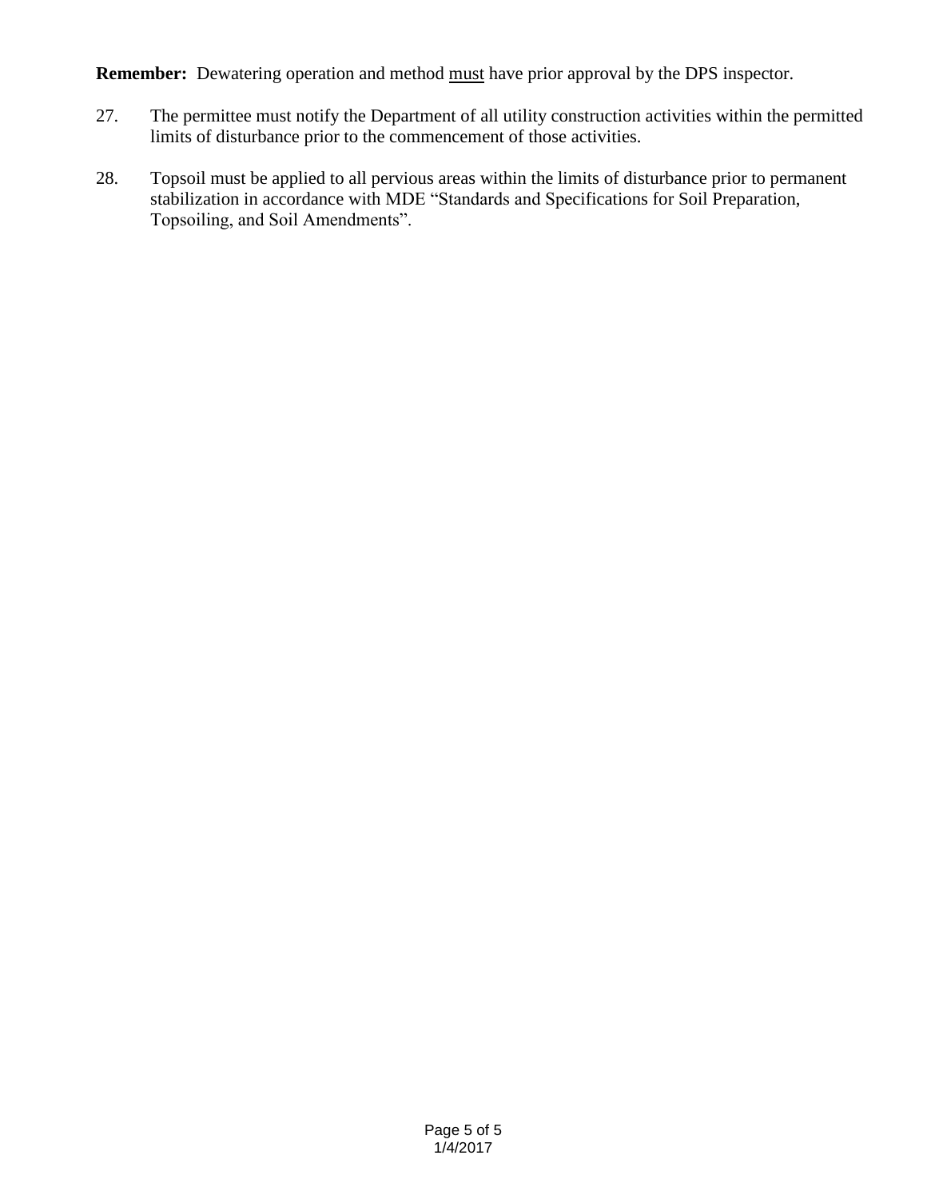**Remember:** Dewatering operation and method <u>must</u> have prior approval by the DPS inspector.

27. The permittee must notify the Department of all utility construction activities within the permitted limits of disturbance prior to the commencement of those activities.

28. Topsoil must be applied to all pervious areas within the limits of disturbance prior to permanent stabilization in accordance with MDE "Standards and Specifications for Soil Preparation, Topsoiling, and Soil Amendments".